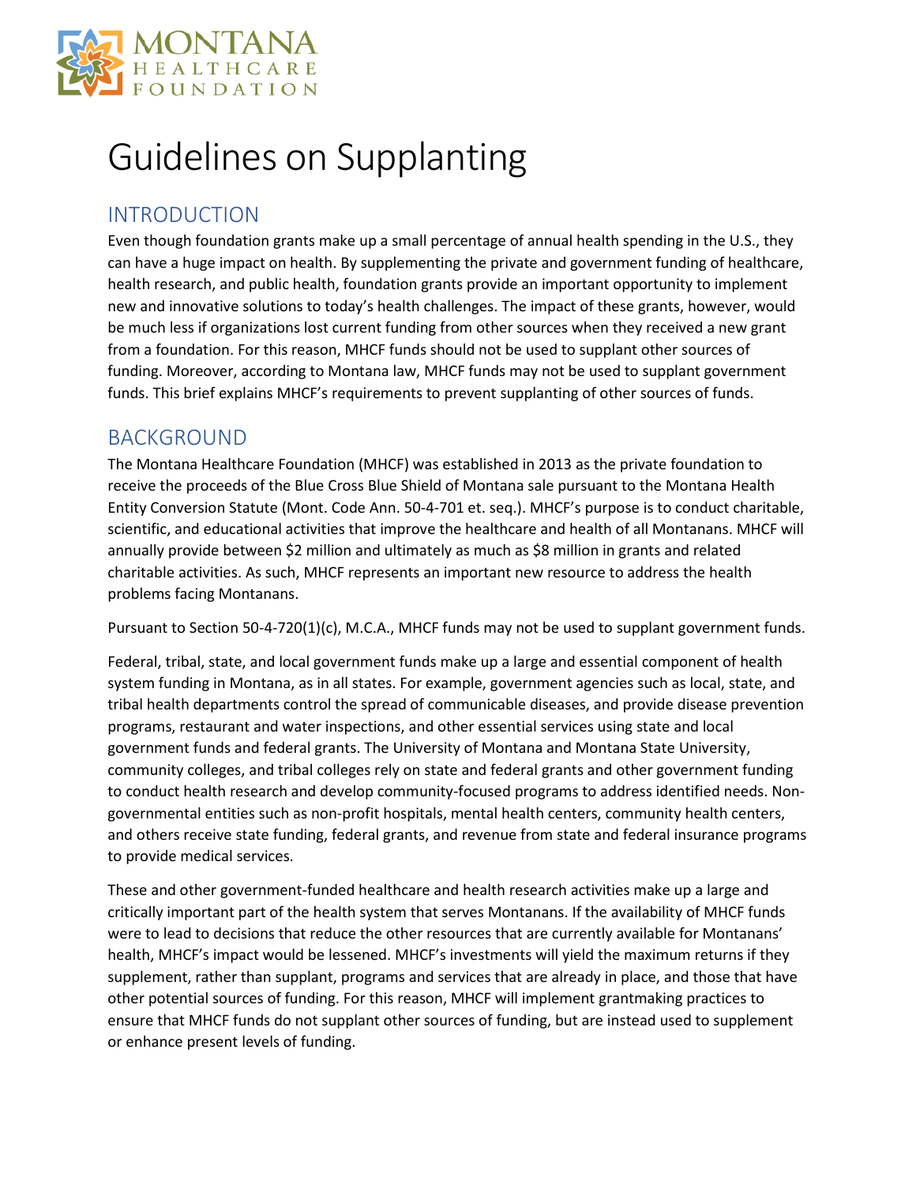# Guidelines on Supplanting

## INTRODUCTION

Even though foundation grants make up a small percentage of annual health spending in the U.S., they can have a huge impact on health. By supplementing the private and government funding of healthcare, health research, and public health, foundation grants provide an important opportunity to implement new and innovative solutions to today's health challenges. The impact of these grants, however, would be much less if organizations lost current funding from other sources when they received a new grant from a foundation. For this reason, MHCF funds should not be used to supplant other sources of funding. Moreover, according to Montana law, MHCF funds may not be used to supplant government funds. This brief explains MHCF's requirements to prevent supplanting of other sources of funds.

## BACKGROUND

The Montana Healthcare Foundation (MHCF) was established in 2013 as the private foundation to receive the proceeds of the Blue Cross Blue Shield of Montana sale pursuant to the Montana Health Entity Conversion Statute (Mont. Code Ann. 50-4-701 et. seq.). MHCF's purpose is to conduct charitable, scientific, and educational activities that improve the healthcare and health of all Montanans. MHCF will annually provide between $2 million and ultimately as much as $8 million in grants and related charitable activities. As such, MHCF represents an important new resource to address the health problems facing Montanans.

Pursuant to Section 50-4-720(1)(c), M.C.A., MHCF funds may not be used to supplant government funds.

Federal, tribal, state, and local government funds make up a large and essential component of health system funding in Montana, as in all states. For example, government agencies such as local, state, and tribal health departments control the spread of communicable diseases, and provide disease prevention programs, restaurant and water inspections, and other essential services using state and local government funds and federal grants. The University of Montana and Montana State University, community colleges, and tribal colleges rely on state and federal grants and other government funding to conduct health research and develop community-focused programs to address identified needs. Non-governmental entities such as non-profit hospitals, mental health centers, community health centers, and others receive state funding, federal grants, and revenue from state and federal insurance programs to provide medical services.

These and other government-funded healthcare and health research activities make up a large and critically important part of the health system that serves Montanans. If the availability of MHCF funds were to lead to decisions that reduce the other resources that are currently available for Montanans' health, MHCF's impact would be lessened. MHCF's investments will yield the maximum returns if they supplement, rather than supplant, programs and services that are already in place, and those that have other potential sources of funding. For this reason, MHCF will implement grantmaking practices to ensure that MHCF funds do not supplant other sources of funding, but are instead used to supplement or enhance present levels of funding.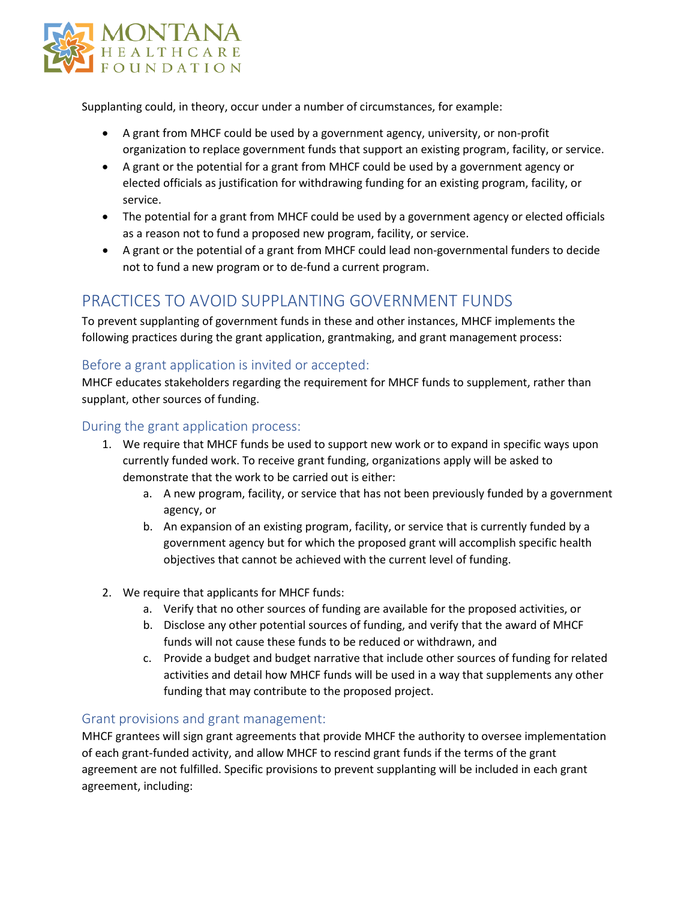Supplanting could, in theory, occur under a number of circumstances, for example:

- A grant from MHCF could be used by a government agency, university, or non-profit organization to replace government funds that support an existing program, facility, or service.
- A grant or the potential for a grant from MHCF could be used by a government agency or elected officials as justification for withdrawing funding for an existing program, facility, or service.
- The potential for a grant from MHCF could be used by a government agency or elected officials as a reason not to fund a proposed new program, facility, or service.
- A grant or the potential of a grant from MHCF could lead non-governmental funders to decide not to fund a new program or to de-fund a current program.

## PRACTICES TO AVOID SUPPLANTING GOVERNMENT FUNDS

To prevent supplanting of government funds in these and other instances, MHCF implements the following practices during the grant application, grantmaking, and grant management process:

### Before a grant application is invited or accepted:

MHCF educates stakeholders regarding the requirement for MHCF funds to supplement, rather than supplant, other sources of funding.

### During the grant application process:

1. We require that MHCF funds be used to support new work or to expand in specific ways upon currently funded work. To receive grant funding, organizations apply will be asked to demonstrate that the work to be carried out is either:
   a. A new program, facility, or service that has not been previously funded by a government agency, or
   b. An expansion of an existing program, facility, or service that is currently funded by a government agency but for which the proposed grant will accomplish specific health objectives that cannot be achieved with the current level of funding.

2. We require that applicants for MHCF funds:
   a. Verify that no other sources of funding are available for the proposed activities, or
   b. Disclose any other potential sources of funding, and verify that the award of MHCF funds will not cause these funds to be reduced or withdrawn, and
   c. Provide a budget and budget narrative that include other sources of funding for related activities and detail how MHCF funds will be used in a way that supplements any other funding that may contribute to the proposed project.

### Grant provisions and grant management:

MHCF grantees will sign grant agreements that provide MHCF the authority to oversee implementation of each grant-funded activity, and allow MHCF to rescind grant funds if the terms of the grant agreement are not fulfilled. Specific provisions to prevent supplanting will be included in each grant agreement, including: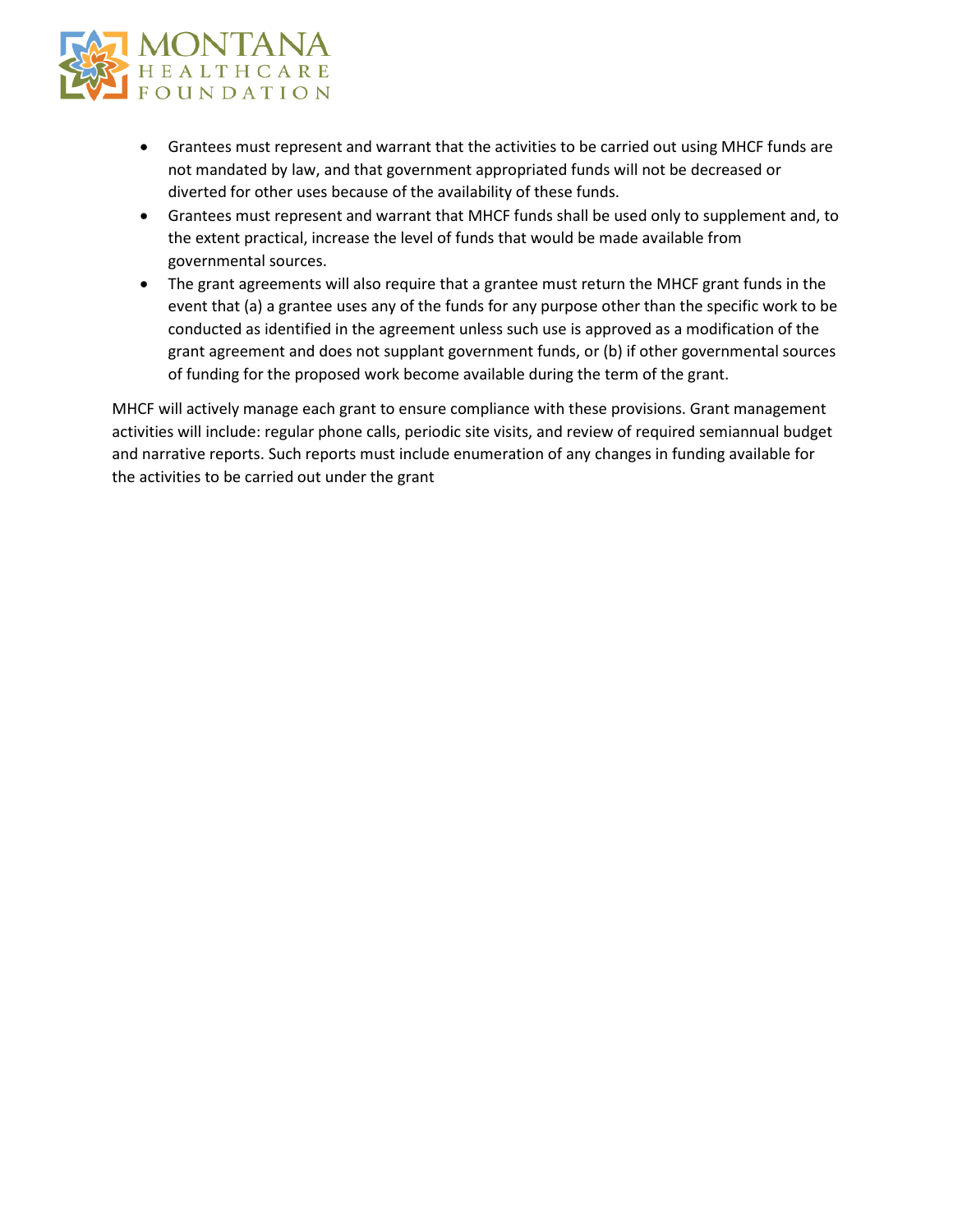- Grantees must represent and warrant that the activities to be carried out using MHCF funds are not mandated by law, and that government appropriated funds will not be decreased or diverted for other uses because of the availability of these funds.
- Grantees must represent and warrant that MHCF funds shall be used only to supplement and, to the extent practical, increase the level of funds that would be made available from governmental sources.
- The grant agreements will also require that a grantee must return the MHCF grant funds in the event that (a) a grantee uses any of the funds for any purpose other than the specific work to be conducted as identified in the agreement unless such use is approved as a modification of the grant agreement and does not supplant government funds, or (b) if other governmental sources of funding for the proposed work become available during the term of the grant.

MHCF will actively manage each grant to ensure compliance with these provisions. Grant management activities will include: regular phone calls, periodic site visits, and review of required semiannual budget and narrative reports. Such reports must include enumeration of any changes in funding available for the activities to be carried out under the grant